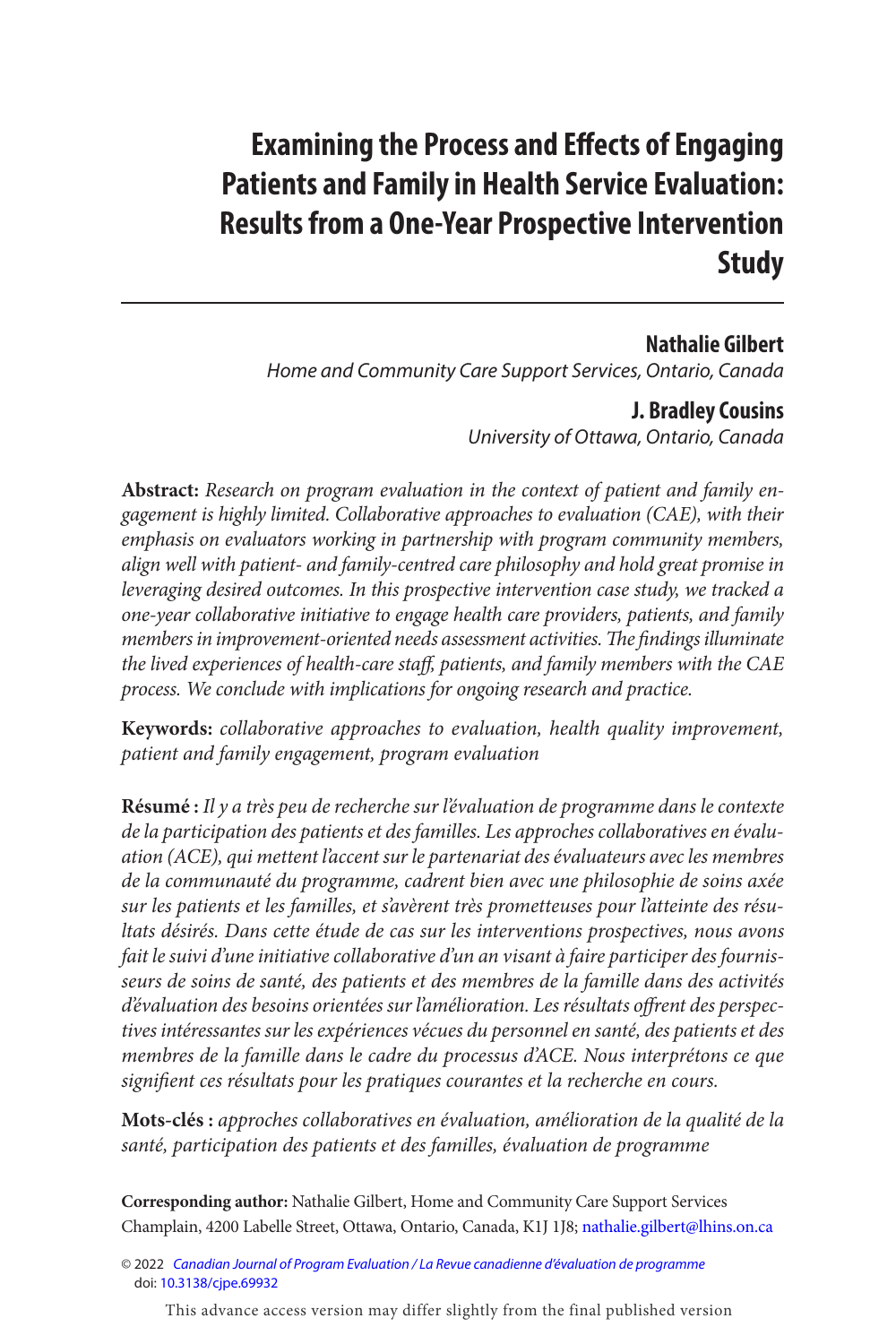# Examining the Process and Effects of Engaging Patients and Family in Health Service Evaluation: Results from a One-Year Prospective Intervention Study

**Nathalie Gilbert**
*Home and Community Care Support Services, Ontario, Canada*

**J. Bradley Cousins**
*University of Ottawa, Ontario, Canada*

**Abstract:** *Research on program evaluation in the context of patient and family engagement is highly limited. Collaborative approaches to evaluation (CAE), with their emphasis on evaluators working in partnership with program community members, align well with patient- and family-centred care philosophy and hold great promise in leveraging desired outcomes. In this prospective intervention case study, we tracked a one-year collaborative initiative to engage health care providers, patients, and family members in improvement-oriented needs assessment activities. The findings illuminate the lived experiences of health-care staff, patients, and family members with the CAE process. We conclude with implications for ongoing research and practice.*

**Keywords:** *collaborative approaches to evaluation, health quality improvement, patient and family engagement, program evaluation*

**Résumé :** *Il y a très peu de recherche sur l'évaluation de programme dans le contexte de la participation des patients et des familles. Les approches collaboratives en évaluation (ACE), qui mettent l'accent sur le partenariat des évaluateurs avec les membres de la communauté du programme, cadrent bien avec une philosophie de soins axée sur les patients et les familles, et s'avèrent très prometteuses pour l'atteinte des résultats désirés. Dans cette étude de cas sur les interventions prospectives, nous avons fait le suivi d'une initiative collaborative d'un an visant à faire participer des fournisseurs de soins de santé, des patients et des membres de la famille dans des activités d'évaluation des besoins orientées sur l'amélioration. Les résultats offrent des perspectives intéressantes sur les expériences vécues du personnel en santé, des patients et des membres de la famille dans le cadre du processus d'ACE. Nous interprétons ce que signifient ces résultats pour les pratiques courantes et la recherche en cours.*

**Mots-clés :** *approches collaboratives en évaluation, amélioration de la qualité de la santé, participation des patients et des familles, évaluation de programme*

**Corresponding author:** Nathalie Gilbert, Home and Community Care Support Services Champlain, 4200 Labelle Street, Ottawa, Ontario, Canada, K1J 1J8; nathalie.gilbert@lhins.on.ca

© 2022 *Canadian Journal of Program Evaluation / La Revue canadienne d'évaluation de programme*
doi: 10.3138/cjpe.69932

This advance access version may differ slightly from the final published version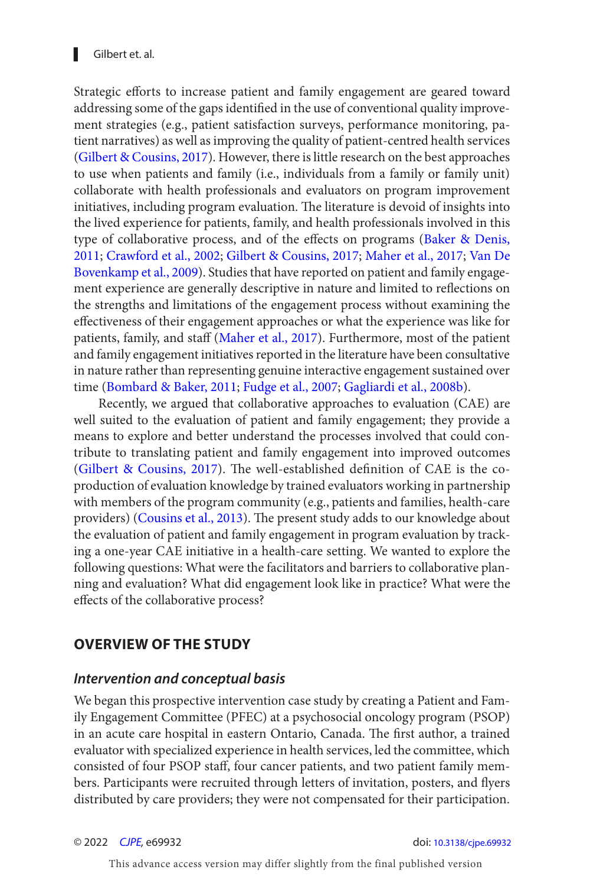Strategic efforts to increase patient and family engagement are geared toward addressing some of the gaps identified in the use of conventional quality improvement strategies (e.g., patient satisfaction surveys, performance monitoring, patient narratives) as well as improving the quality of patient-centred health services (Gilbert & Cousins, 2017). However, there is little research on the best approaches to use when patients and family (i.e., individuals from a family or family unit) collaborate with health professionals and evaluators on program improvement initiatives, including program evaluation. The literature is devoid of insights into the lived experience for patients, family, and health professionals involved in this type of collaborative process, and of the effects on programs (Baker & Denis, 2011; Crawford et al., 2002; Gilbert & Cousins, 2017; Maher et al., 2017; Van De Bovenkamp et al., 2009). Studies that have reported on patient and family engagement experience are generally descriptive in nature and limited to reflections on the strengths and limitations of the engagement process without examining the effectiveness of their engagement approaches or what the experience was like for patients, family, and staff (Maher et al., 2017). Furthermore, most of the patient and family engagement initiatives reported in the literature have been consultative in nature rather than representing genuine interactive engagement sustained over time (Bombard & Baker, 2011; Fudge et al., 2007; Gagliardi et al., 2008b).

Recently, we argued that collaborative approaches to evaluation (CAE) are well suited to the evaluation of patient and family engagement; they provide a means to explore and better understand the processes involved that could contribute to translating patient and family engagement into improved outcomes (Gilbert & Cousins, 2017). The well-established definition of CAE is the co-production of evaluation knowledge by trained evaluators working in partnership with members of the program community (e.g., patients and families, health-care providers) (Cousins et al., 2013). The present study adds to our knowledge about the evaluation of patient and family engagement in program evaluation by tracking a one-year CAE initiative in a health-care setting. We wanted to explore the following questions: What were the facilitators and barriers to collaborative planning and evaluation? What did engagement look like in practice? What were the effects of the collaborative process?

## OVERVIEW OF THE STUDY

### *Intervention and conceptual basis*

We began this prospective intervention case study by creating a Patient and Family Engagement Committee (PFEC) at a psychosocial oncology program (PSOP) in an acute care hospital in eastern Ontario, Canada. The first author, a trained evaluator with specialized experience in health services, led the committee, which consisted of four PSOP staff, four cancer patients, and two patient family members. Participants were recruited through letters of invitation, posters, and flyers distributed by care providers; they were not compensated for their participation.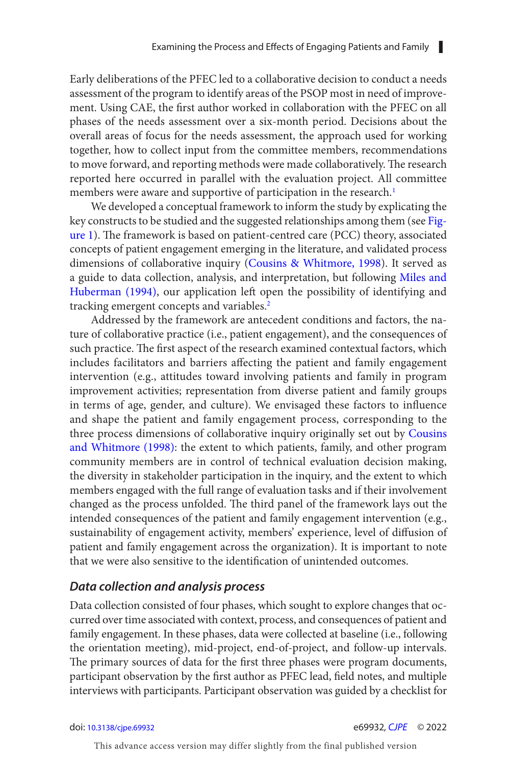Early deliberations of the PFEC led to a collaborative decision to conduct a needs assessment of the program to identify areas of the PSOP most in need of improvement. Using CAE, the first author worked in collaboration with the PFEC on all phases of the needs assessment over a six-month period. Decisions about the overall areas of focus for the needs assessment, the approach used for working together, how to collect input from the committee members, recommendations to move forward, and reporting methods were made collaboratively. The research reported here occurred in parallel with the evaluation project. All committee members were aware and supportive of participation in the research.[1]

We developed a conceptual framework to inform the study by explicating the key constructs to be studied and the suggested relationships among them (see Figure 1). The framework is based on patient-centred care (PCC) theory, associated concepts of patient engagement emerging in the literature, and validated process dimensions of collaborative inquiry (Cousins & Whitmore, 1998). It served as a guide to data collection, analysis, and interpretation, but following Miles and Huberman (1994), our application left open the possibility of identifying and tracking emergent concepts and variables.[2]

Addressed by the framework are antecedent conditions and factors, the nature of collaborative practice (i.e., patient engagement), and the consequences of such practice. The first aspect of the research examined contextual factors, which includes facilitators and barriers affecting the patient and family engagement intervention (e.g., attitudes toward involving patients and family in program improvement activities; representation from diverse patient and family groups in terms of age, gender, and culture). We envisaged these factors to influence and shape the patient and family engagement process, corresponding to the three process dimensions of collaborative inquiry originally set out by Cousins and Whitmore (1998): the extent to which patients, family, and other program community members are in control of technical evaluation decision making, the diversity in stakeholder participation in the inquiry, and the extent to which members engaged with the full range of evaluation tasks and if their involvement changed as the process unfolded. The third panel of the framework lays out the intended consequences of the patient and family engagement intervention (e.g., sustainability of engagement activity, members' experience, level of diffusion of patient and family engagement across the organization). It is important to note that we were also sensitive to the identification of unintended outcomes.

## *Data collection and analysis process*

Data collection consisted of four phases, which sought to explore changes that occurred over time associated with context, process, and consequences of patient and family engagement. In these phases, data were collected at baseline (i.e., following the orientation meeting), mid-project, end-of-project, and follow-up intervals. The primary sources of data for the first three phases were program documents, participant observation by the first author as PFEC lead, field notes, and multiple interviews with participants. Participant observation was guided by a checklist for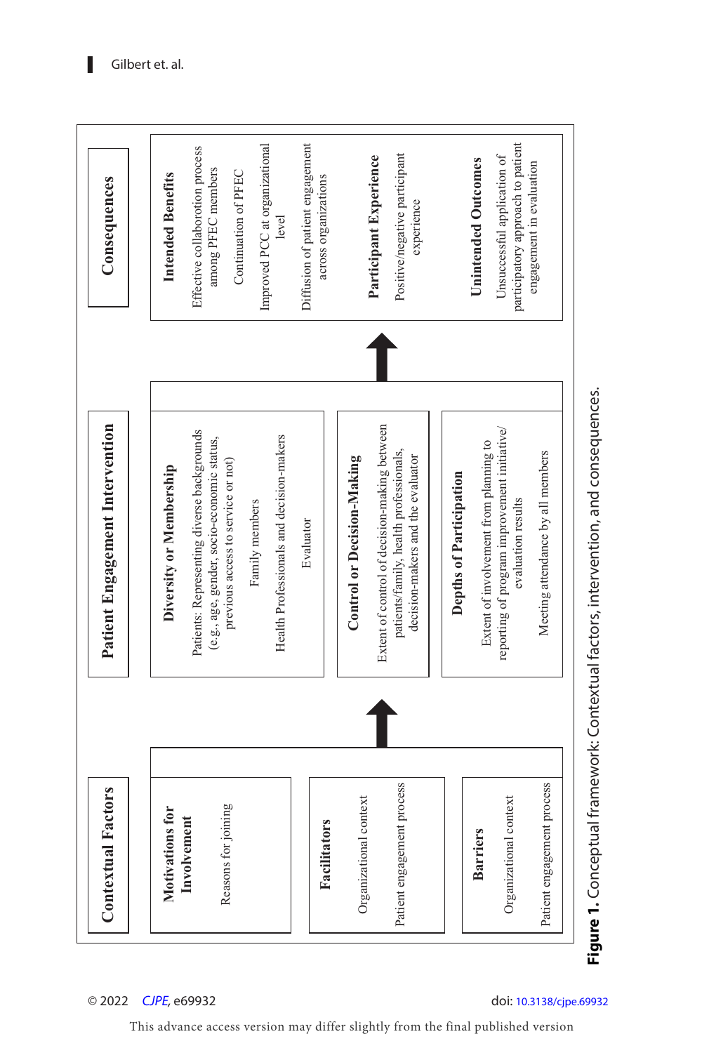## Contextual Factors

**Motivations for Involvement**

Reasons for joining

**Facilitators**

Organizational context

Patient engagement process

**Barriers**

Organizational context

Patient engagement process

## Patient Engagement Intervention

**Diversity or Membership**

Patients: Representing diverse backgrounds (e.g., age, gender, socio-economic status, previous access to service or not)

Family members

Health Professionals and decision-makers

Evaluator

**Control or Decision-Making**

Extent of control of decision-making between patients/family, health professionals, decision-makers and the evaluator

**Depths of Participation**

Extent of involvement from planning to reporting of program improvement initiative/ evaluation results

Meeting attendance by all members

## Consequences

**Intended Benefits**

Effective collaborotion process among PFEC members

Continuation of PFEC

Improved PCC at organizational level

Diffusion of patient engagement across organizations

**Participant Experience**

Positive/negative participant experience

**Unintended Outcomes**

Unsuccessful application of participatory approach to patient engagement in evaluation

**Figure 1.** Conceptual framework: Contextual factors, intervention, and consequences.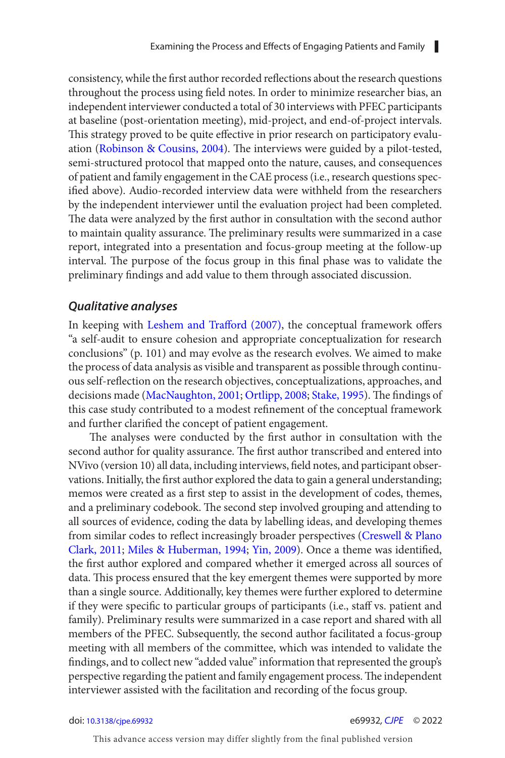consistency, while the first author recorded reflections about the research questions throughout the process using field notes. In order to minimize researcher bias, an independent interviewer conducted a total of 30 interviews with PFEC participants at baseline (post-orientation meeting), mid-project, and end-of-project intervals. This strategy proved to be quite effective in prior research on participatory evaluation (Robinson & Cousins, 2004). The interviews were guided by a pilot-tested, semi-structured protocol that mapped onto the nature, causes, and consequences of patient and family engagement in the CAE process (i.e., research questions specified above). Audio-recorded interview data were withheld from the researchers by the independent interviewer until the evaluation project had been completed. The data were analyzed by the first author in consultation with the second author to maintain quality assurance. The preliminary results were summarized in a case report, integrated into a presentation and focus-group meeting at the follow-up interval. The purpose of the focus group in this final phase was to validate the preliminary findings and add value to them through associated discussion.

### *Qualitative analyses*

In keeping with Leshem and Trafford (2007), the conceptual framework offers "a self-audit to ensure cohesion and appropriate conceptualization for research conclusions" (p. 101) and may evolve as the research evolves. We aimed to make the process of data analysis as visible and transparent as possible through continuous self-reflection on the research objectives, conceptualizations, approaches, and decisions made (MacNaughton, 2001; Ortlipp, 2008; Stake, 1995). The findings of this case study contributed to a modest refinement of the conceptual framework and further clarified the concept of patient engagement.

The analyses were conducted by the first author in consultation with the second author for quality assurance. The first author transcribed and entered into NVivo (version 10) all data, including interviews, field notes, and participant observations. Initially, the first author explored the data to gain a general understanding; memos were created as a first step to assist in the development of codes, themes, and a preliminary codebook. The second step involved grouping and attending to all sources of evidence, coding the data by labelling ideas, and developing themes from similar codes to reflect increasingly broader perspectives (Creswell & Plano Clark, 2011; Miles & Huberman, 1994; Yin, 2009). Once a theme was identified, the first author explored and compared whether it emerged across all sources of data. This process ensured that the key emergent themes were supported by more than a single source. Additionally, key themes were further explored to determine if they were specific to particular groups of participants (i.e., staff vs. patient and family). Preliminary results were summarized in a case report and shared with all members of the PFEC. Subsequently, the second author facilitated a focus-group meeting with all members of the committee, which was intended to validate the findings, and to collect new "added value" information that represented the group's perspective regarding the patient and family engagement process. The independent interviewer assisted with the facilitation and recording of the focus group.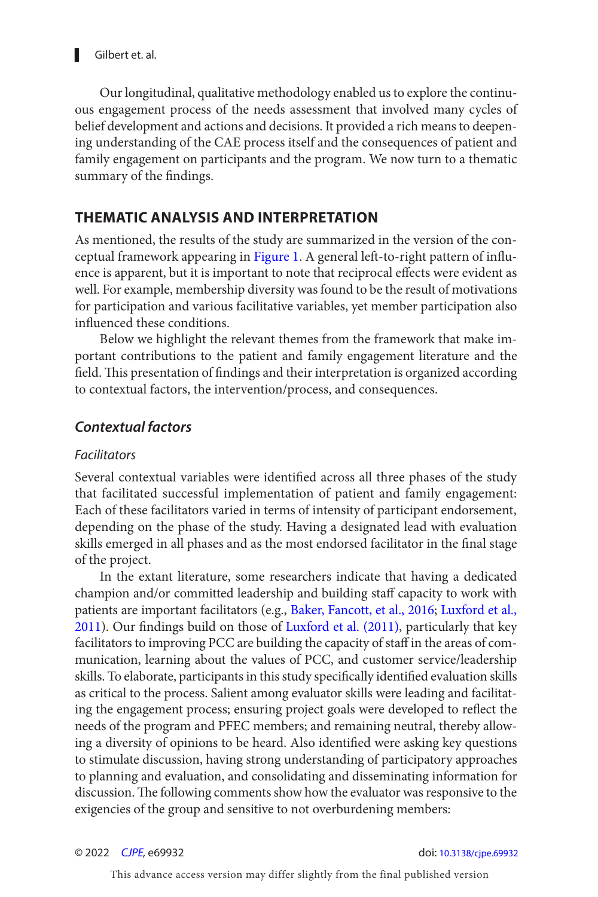Our longitudinal, qualitative methodology enabled us to explore the continuous engagement process of the needs assessment that involved many cycles of belief development and actions and decisions. It provided a rich means to deepening understanding of the CAE process itself and the consequences of patient and family engagement on participants and the program. We now turn to a thematic summary of the findings.

## THEMATIC ANALYSIS AND INTERPRETATION

As mentioned, the results of the study are summarized in the version of the conceptual framework appearing in Figure 1. A general left-to-right pattern of influence is apparent, but it is important to note that reciprocal effects were evident as well. For example, membership diversity was found to be the result of motivations for participation and various facilitative variables, yet member participation also influenced these conditions.

Below we highlight the relevant themes from the framework that make important contributions to the patient and family engagement literature and the field. This presentation of findings and their interpretation is organized according to contextual factors, the intervention/process, and consequences.

### *Contextual factors*

#### *Facilitators*

Several contextual variables were identified across all three phases of the study that facilitated successful implementation of patient and family engagement: Each of these facilitators varied in terms of intensity of participant endorsement, depending on the phase of the study. Having a designated lead with evaluation skills emerged in all phases and as the most endorsed facilitator in the final stage of the project.

In the extant literature, some researchers indicate that having a dedicated champion and/or committed leadership and building staff capacity to work with patients are important facilitators (e.g., Baker, Fancott, et al., 2016; Luxford et al., 2011). Our findings build on those of Luxford et al. (2011), particularly that key facilitators to improving PCC are building the capacity of staff in the areas of communication, learning about the values of PCC, and customer service/leadership skills. To elaborate, participants in this study specifically identified evaluation skills as critical to the process. Salient among evaluator skills were leading and facilitating the engagement process; ensuring project goals were developed to reflect the needs of the program and PFEC members; and remaining neutral, thereby allowing a diversity of opinions to be heard. Also identified were asking key questions to stimulate discussion, having strong understanding of participatory approaches to planning and evaluation, and consolidating and disseminating information for discussion. The following comments show how the evaluator was responsive to the exigencies of the group and sensitive to not overburdening members: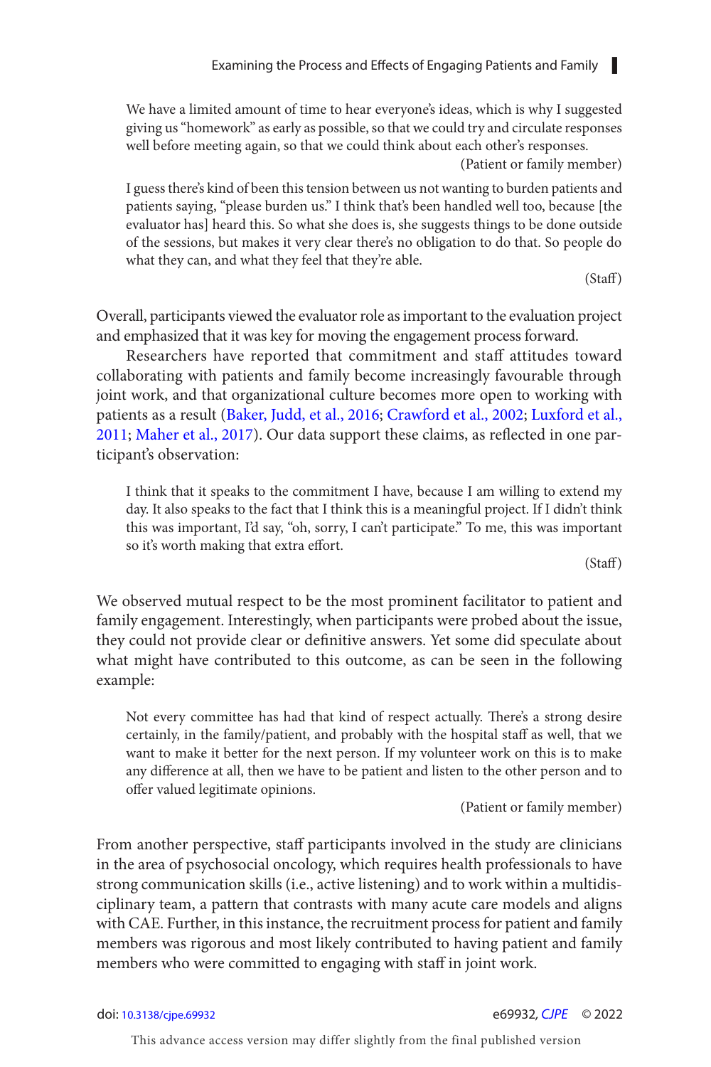> We have a limited amount of time to hear everyone's ideas, which is why I suggested giving us "homework" as early as possible, so that we could try and circulate responses well before meeting again, so that we could think about each other's responses.
>
> (Patient or family member)

> I guess there's kind of been this tension between us not wanting to burden patients and patients saying, "please burden us." I think that's been handled well too, because [the evaluator has] heard this. So what she does is, she suggests things to be done outside of the sessions, but makes it very clear there's no obligation to do that. So people do what they can, and what they feel that they're able.
>
> (Staff)

Overall, participants viewed the evaluator role as important to the evaluation project and emphasized that it was key for moving the engagement process forward.

Researchers have reported that commitment and staff attitudes toward collaborating with patients and family become increasingly favourable through joint work, and that organizational culture becomes more open to working with patients as a result (Baker, Judd, et al., 2016; Crawford et al., 2002; Luxford et al., 2011; Maher et al., 2017). Our data support these claims, as reflected in one participant's observation:

> I think that it speaks to the commitment I have, because I am willing to extend my day. It also speaks to the fact that I think this is a meaningful project. If I didn't think this was important, I'd say, "oh, sorry, I can't participate." To me, this was important so it's worth making that extra effort.
>
> (Staff)

We observed mutual respect to be the most prominent facilitator to patient and family engagement. Interestingly, when participants were probed about the issue, they could not provide clear or definitive answers. Yet some did speculate about what might have contributed to this outcome, as can be seen in the following example:

> Not every committee has had that kind of respect actually. There's a strong desire certainly, in the family/patient, and probably with the hospital staff as well, that we want to make it better for the next person. If my volunteer work on this is to make any difference at all, then we have to be patient and listen to the other person and to offer valued legitimate opinions.
>
> (Patient or family member)

From another perspective, staff participants involved in the study are clinicians in the area of psychosocial oncology, which requires health professionals to have strong communication skills (i.e., active listening) and to work within a multidisciplinary team, a pattern that contrasts with many acute care models and aligns with CAE. Further, in this instance, the recruitment process for patient and family members was rigorous and most likely contributed to having patient and family members who were committed to engaging with staff in joint work.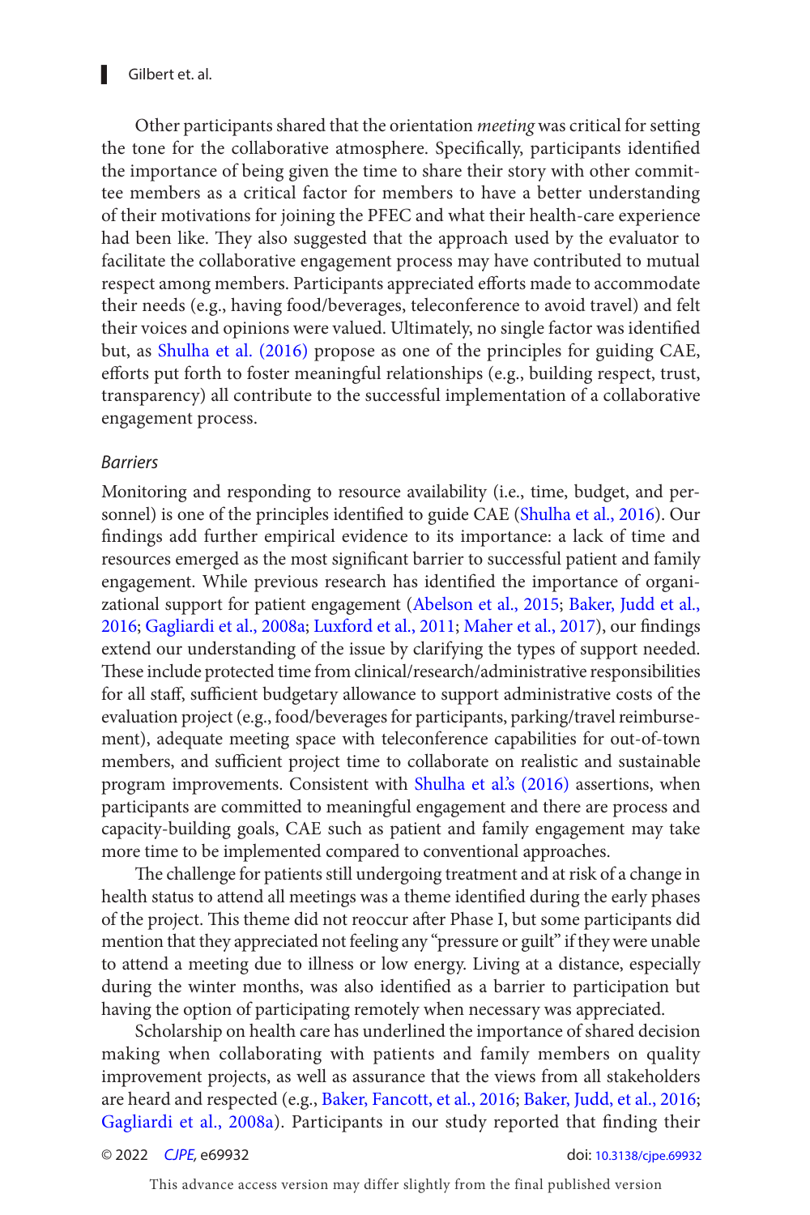Other participants shared that the orientation *meeting* was critical for setting the tone for the collaborative atmosphere. Specifically, participants identified the importance of being given the time to share their story with other committee members as a critical factor for members to have a better understanding of their motivations for joining the PFEC and what their health-care experience had been like. They also suggested that the approach used by the evaluator to facilitate the collaborative engagement process may have contributed to mutual respect among members. Participants appreciated efforts made to accommodate their needs (e.g., having food/beverages, teleconference to avoid travel) and felt their voices and opinions were valued. Ultimately, no single factor was identified but, as Shulha et al. (2016) propose as one of the principles for guiding CAE, efforts put forth to foster meaningful relationships (e.g., building respect, trust, transparency) all contribute to the successful implementation of a collaborative engagement process.

### *Barriers*

Monitoring and responding to resource availability (i.e., time, budget, and personnel) is one of the principles identified to guide CAE (Shulha et al., 2016). Our findings add further empirical evidence to its importance: a lack of time and resources emerged as the most significant barrier to successful patient and family engagement. While previous research has identified the importance of organizational support for patient engagement (Abelson et al., 2015; Baker, Judd et al., 2016; Gagliardi et al., 2008a; Luxford et al., 2011; Maher et al., 2017), our findings extend our understanding of the issue by clarifying the types of support needed. These include protected time from clinical/research/administrative responsibilities for all staff, sufficient budgetary allowance to support administrative costs of the evaluation project (e.g., food/beverages for participants, parking/travel reimbursement), adequate meeting space with teleconference capabilities for out-of-town members, and sufficient project time to collaborate on realistic and sustainable program improvements. Consistent with Shulha et al.'s (2016) assertions, when participants are committed to meaningful engagement and there are process and capacity-building goals, CAE such as patient and family engagement may take more time to be implemented compared to conventional approaches.

The challenge for patients still undergoing treatment and at risk of a change in health status to attend all meetings was a theme identified during the early phases of the project. This theme did not reoccur after Phase I, but some participants did mention that they appreciated not feeling any "pressure or guilt" if they were unable to attend a meeting due to illness or low energy. Living at a distance, especially during the winter months, was also identified as a barrier to participation but having the option of participating remotely when necessary was appreciated.

Scholarship on health care has underlined the importance of shared decision making when collaborating with patients and family members on quality improvement projects, as well as assurance that the views from all stakeholders are heard and respected (e.g., Baker, Fancott, et al., 2016; Baker, Judd, et al., 2016; Gagliardi et al., 2008a). Participants in our study reported that finding their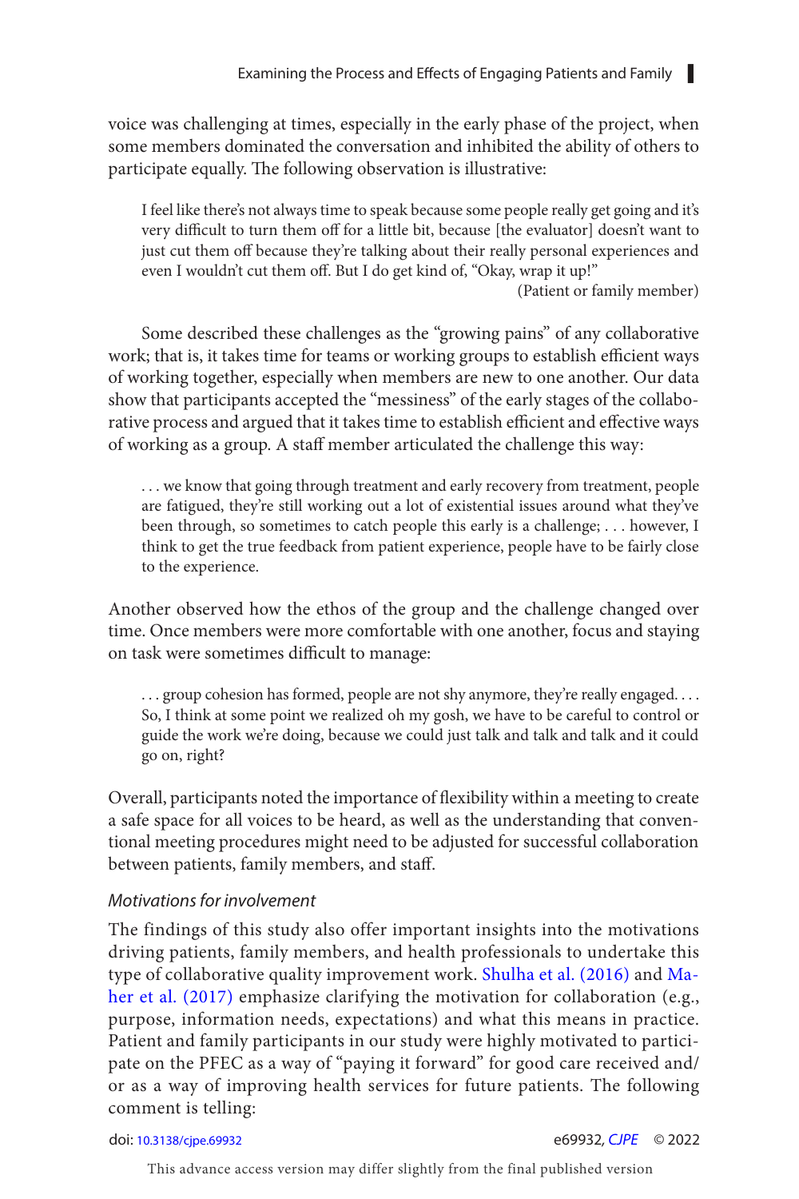voice was challenging at times, especially in the early phase of the project, when some members dominated the conversation and inhibited the ability of others to participate equally. The following observation is illustrative:

> I feel like there's not always time to speak because some people really get going and it's very difficult to turn them off for a little bit, because [the evaluator] doesn't want to just cut them off because they're talking about their really personal experiences and even I wouldn't cut them off. But I do get kind of, "Okay, wrap it up!"
>
> (Patient or family member)

Some described these challenges as the "growing pains" of any collaborative work; that is, it takes time for teams or working groups to establish efficient ways of working together, especially when members are new to one another. Our data show that participants accepted the "messiness" of the early stages of the collaborative process and argued that it takes time to establish efficient and effective ways of working as a group. A staff member articulated the challenge this way:

> . . . we know that going through treatment and early recovery from treatment, people are fatigued, they're still working out a lot of existential issues around what they've been through, so sometimes to catch people this early is a challenge; . . . however, I think to get the true feedback from patient experience, people have to be fairly close to the experience.

Another observed how the ethos of the group and the challenge changed over time. Once members were more comfortable with one another, focus and staying on task were sometimes difficult to manage:

> . . . group cohesion has formed, people are not shy anymore, they're really engaged. . . . So, I think at some point we realized oh my gosh, we have to be careful to control or guide the work we're doing, because we could just talk and talk and talk and it could go on, right?

Overall, participants noted the importance of flexibility within a meeting to create a safe space for all voices to be heard, as well as the understanding that conventional meeting procedures might need to be adjusted for successful collaboration between patients, family members, and staff.

### *Motivations for involvement*

The findings of this study also offer important insights into the motivations driving patients, family members, and health professionals to undertake this type of collaborative quality improvement work. Shulha et al. (2016) and Maher et al. (2017) emphasize clarifying the motivation for collaboration (e.g., purpose, information needs, expectations) and what this means in practice. Patient and family participants in our study were highly motivated to participate on the PFEC as a way of "paying it forward" for good care received and/or as a way of improving health services for future patients. The following comment is telling: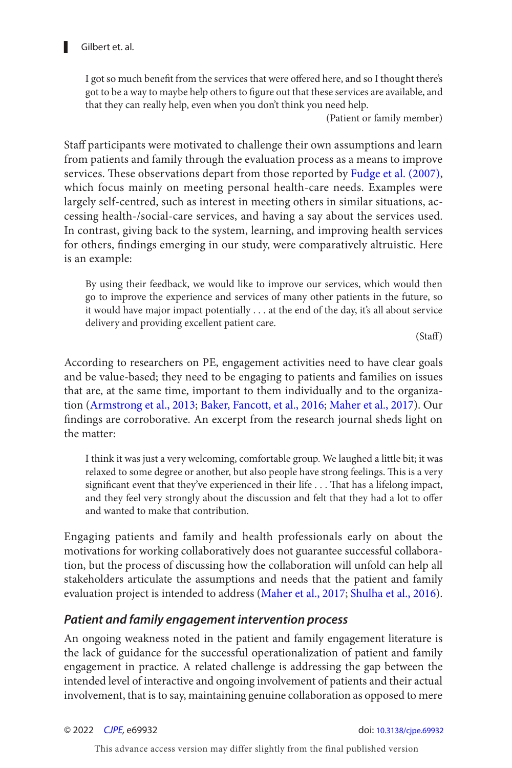> I got so much benefit from the services that were offered here, and so I thought there's got to be a way to maybe help others to figure out that these services are available, and that they can really help, even when you don't think you need help.
>
> (Patient or family member)

Staff participants were motivated to challenge their own assumptions and learn from patients and family through the evaluation process as a means to improve services. These observations depart from those reported by Fudge et al. (2007), which focus mainly on meeting personal health-care needs. Examples were largely self-centred, such as interest in meeting others in similar situations, accessing health-/social-care services, and having a say about the services used. In contrast, giving back to the system, learning, and improving health services for others, findings emerging in our study, were comparatively altruistic. Here is an example:

> By using their feedback, we would like to improve our services, which would then go to improve the experience and services of many other patients in the future, so it would have major impact potentially . . . at the end of the day, it's all about service delivery and providing excellent patient care.
>
> (Staff)

According to researchers on PE, engagement activities need to have clear goals and be value-based; they need to be engaging to patients and families on issues that are, at the same time, important to them individually and to the organization (Armstrong et al., 2013; Baker, Fancott, et al., 2016; Maher et al., 2017). Our findings are corroborative. An excerpt from the research journal sheds light on the matter:

> I think it was just a very welcoming, comfortable group. We laughed a little bit; it was relaxed to some degree or another, but also people have strong feelings. This is a very significant event that they've experienced in their life . . . That has a lifelong impact, and they feel very strongly about the discussion and felt that they had a lot to offer and wanted to make that contribution.

Engaging patients and family and health professionals early on about the motivations for working collaboratively does not guarantee successful collaboration, but the process of discussing how the collaboration will unfold can help all stakeholders articulate the assumptions and needs that the patient and family evaluation project is intended to address (Maher et al., 2017; Shulha et al., 2016).

### *Patient and family engagement intervention process*

An ongoing weakness noted in the patient and family engagement literature is the lack of guidance for the successful operationalization of patient and family engagement in practice. A related challenge is addressing the gap between the intended level of interactive and ongoing involvement of patients and their actual involvement, that is to say, maintaining genuine collaboration as opposed to mere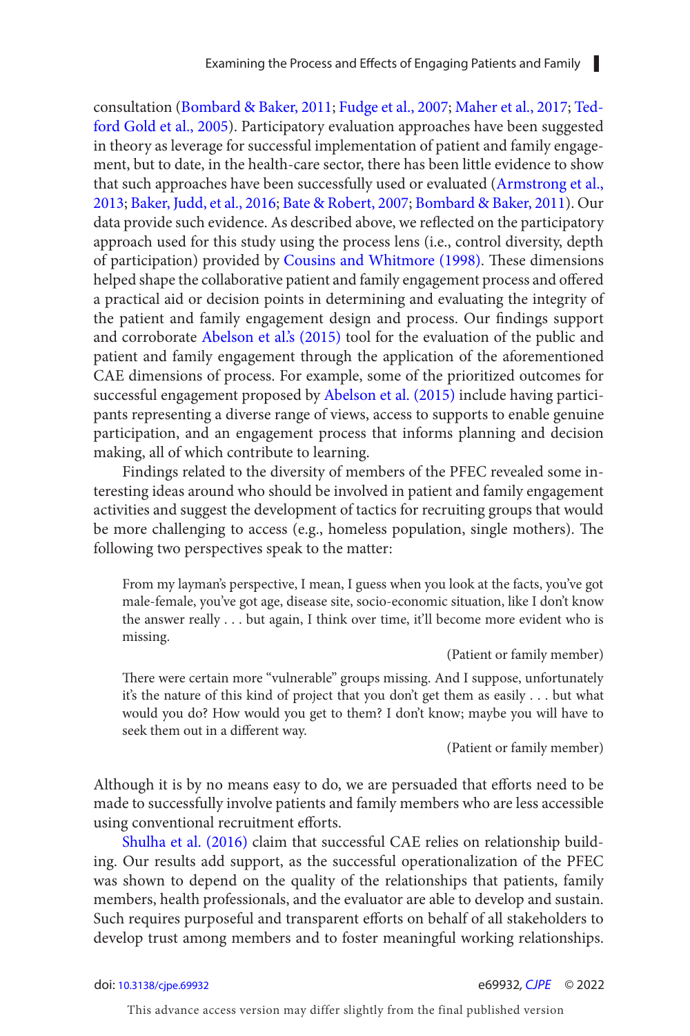consultation (Bombard & Baker, 2011; Fudge et al., 2007; Maher et al., 2017; Tedford Gold et al., 2005). Participatory evaluation approaches have been suggested in theory as leverage for successful implementation of patient and family engagement, but to date, in the health-care sector, there has been little evidence to show that such approaches have been successfully used or evaluated (Armstrong et al., 2013; Baker, Judd, et al., 2016; Bate & Robert, 2007; Bombard & Baker, 2011). Our data provide such evidence. As described above, we reflected on the participatory approach used for this study using the process lens (i.e., control diversity, depth of participation) provided by Cousins and Whitmore (1998). These dimensions helped shape the collaborative patient and family engagement process and offered a practical aid or decision points in determining and evaluating the integrity of the patient and family engagement design and process. Our findings support and corroborate Abelson et al.'s (2015) tool for the evaluation of the public and patient and family engagement through the application of the aforementioned CAE dimensions of process. For example, some of the prioritized outcomes for successful engagement proposed by Abelson et al. (2015) include having participants representing a diverse range of views, access to supports to enable genuine participation, and an engagement process that informs planning and decision making, all of which contribute to learning.

Findings related to the diversity of members of the PFEC revealed some interesting ideas around who should be involved in patient and family engagement activities and suggest the development of tactics for recruiting groups that would be more challenging to access (e.g., homeless population, single mothers). The following two perspectives speak to the matter:

> From my layman's perspective, I mean, I guess when you look at the facts, you've got male-female, you've got age, disease site, socio-economic situation, like I don't know the answer really . . . but again, I think over time, it'll become more evident who is missing.
>
> (Patient or family member)

> There were certain more "vulnerable" groups missing. And I suppose, unfortunately it's the nature of this kind of project that you don't get them as easily . . . but what would you do? How would you get to them? I don't know; maybe you will have to seek them out in a different way.
>
> (Patient or family member)

Although it is by no means easy to do, we are persuaded that efforts need to be made to successfully involve patients and family members who are less accessible using conventional recruitment efforts.

Shulha et al. (2016) claim that successful CAE relies on relationship building. Our results add support, as the successful operationalization of the PFEC was shown to depend on the quality of the relationships that patients, family members, health professionals, and the evaluator are able to develop and sustain. Such requires purposeful and transparent efforts on behalf of all stakeholders to develop trust among members and to foster meaningful working relationships.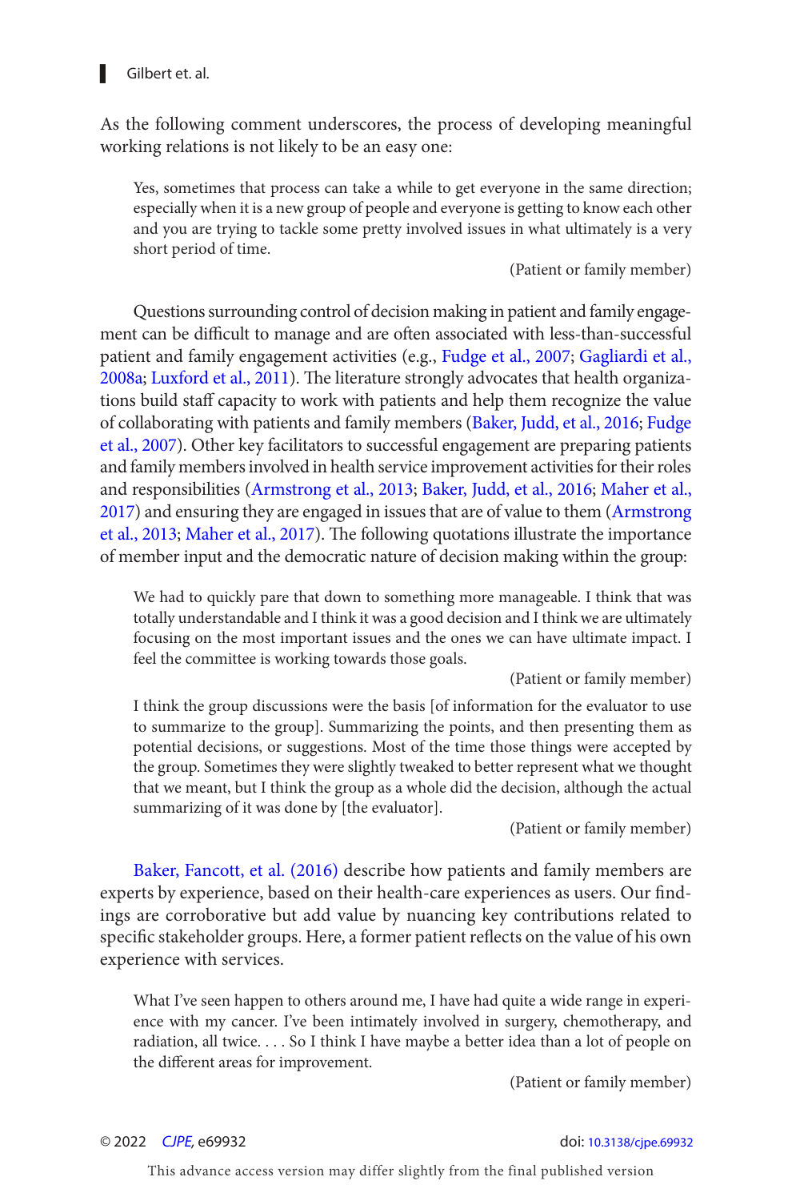As the following comment underscores, the process of developing meaningful working relations is not likely to be an easy one:

> Yes, sometimes that process can take a while to get everyone in the same direction; especially when it is a new group of people and everyone is getting to know each other and you are trying to tackle some pretty involved issues in what ultimately is a very short period of time.
>
> (Patient or family member)

Questions surrounding control of decision making in patient and family engagement can be difficult to manage and are often associated with less-than-successful patient and family engagement activities (e.g., Fudge et al., 2007; Gagliardi et al., 2008a; Luxford et al., 2011). The literature strongly advocates that health organizations build staff capacity to work with patients and help them recognize the value of collaborating with patients and family members (Baker, Judd, et al., 2016; Fudge et al., 2007). Other key facilitators to successful engagement are preparing patients and family members involved in health service improvement activities for their roles and responsibilities (Armstrong et al., 2013; Baker, Judd, et al., 2016; Maher et al., 2017) and ensuring they are engaged in issues that are of value to them (Armstrong et al., 2013; Maher et al., 2017). The following quotations illustrate the importance of member input and the democratic nature of decision making within the group:

> We had to quickly pare that down to something more manageable. I think that was totally understandable and I think it was a good decision and I think we are ultimately focusing on the most important issues and the ones we can have ultimate impact. I feel the committee is working towards those goals.
>
> (Patient or family member)

> I think the group discussions were the basis [of information for the evaluator to use to summarize to the group]. Summarizing the points, and then presenting them as potential decisions, or suggestions. Most of the time those things were accepted by the group. Sometimes they were slightly tweaked to better represent what we thought that we meant, but I think the group as a whole did the decision, although the actual summarizing of it was done by [the evaluator].
>
> (Patient or family member)

Baker, Fancott, et al. (2016) describe how patients and family members are experts by experience, based on their health-care experiences as users. Our findings are corroborative but add value by nuancing key contributions related to specific stakeholder groups. Here, a former patient reflects on the value of his own experience with services.

> What I've seen happen to others around me, I have had quite a wide range in experience with my cancer. I've been intimately involved in surgery, chemotherapy, and radiation, all twice. . . . So I think I have maybe a better idea than a lot of people on the different areas for improvement.
>
> (Patient or family member)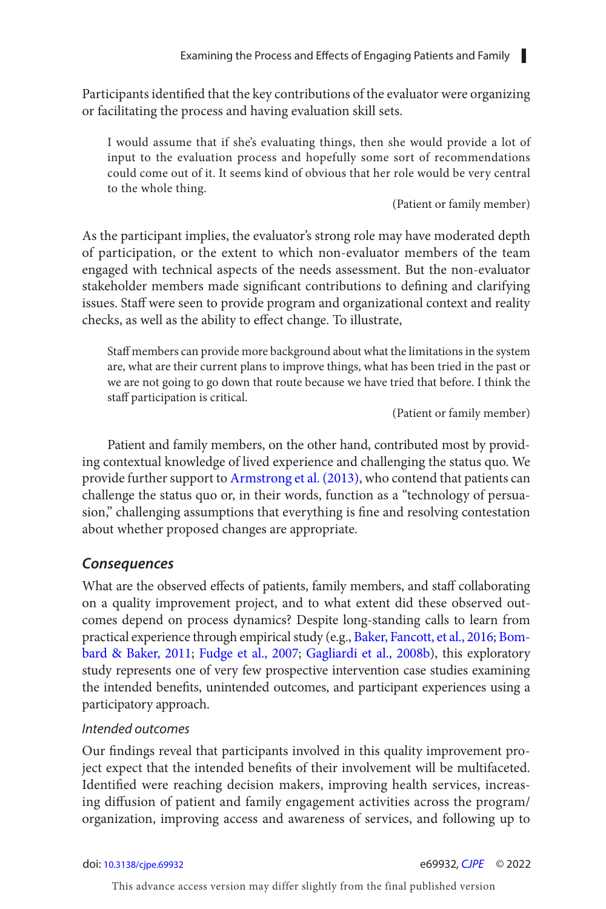Participants identified that the key contributions of the evaluator were organizing or facilitating the process and having evaluation skill sets.

> I would assume that if she's evaluating things, then she would provide a lot of input to the evaluation process and hopefully some sort of recommendations could come out of it. It seems kind of obvious that her role would be very central to the whole thing.
>
> (Patient or family member)

As the participant implies, the evaluator's strong role may have moderated depth of participation, or the extent to which non-evaluator members of the team engaged with technical aspects of the needs assessment. But the non-evaluator stakeholder members made significant contributions to defining and clarifying issues. Staff were seen to provide program and organizational context and reality checks, as well as the ability to effect change. To illustrate,

> Staff members can provide more background about what the limitations in the system are, what are their current plans to improve things, what has been tried in the past or we are not going to go down that route because we have tried that before. I think the staff participation is critical.
>
> (Patient or family member)

Patient and family members, on the other hand, contributed most by providing contextual knowledge of lived experience and challenging the status quo. We provide further support to Armstrong et al. (2013), who contend that patients can challenge the status quo or, in their words, function as a "technology of persuasion," challenging assumptions that everything is fine and resolving contestation about whether proposed changes are appropriate.

### *Consequences*

What are the observed effects of patients, family members, and staff collaborating on a quality improvement project, and to what extent did these observed outcomes depend on process dynamics? Despite long-standing calls to learn from practical experience through empirical study (e.g., Baker, Fancott, et al., 2016; Bombard & Baker, 2011; Fudge et al., 2007; Gagliardi et al., 2008b), this exploratory study represents one of very few prospective intervention case studies examining the intended benefits, unintended outcomes, and participant experiences using a participatory approach.

#### *Intended outcomes*

Our findings reveal that participants involved in this quality improvement project expect that the intended benefits of their involvement will be multifaceted. Identified were reaching decision makers, improving health services, increasing diffusion of patient and family engagement activities across the program/organization, improving access and awareness of services, and following up to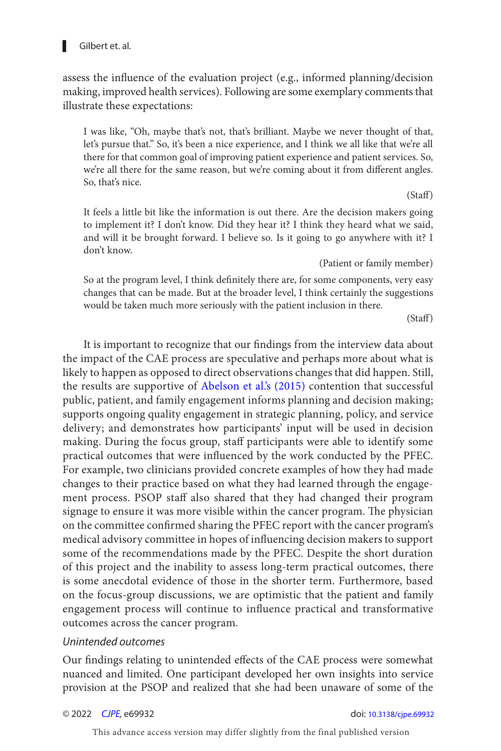assess the influence of the evaluation project (e.g., informed planning/decision making, improved health services). Following are some exemplary comments that illustrate these expectations:

> I was like, "Oh, maybe that's not, that's brilliant. Maybe we never thought of that, let's pursue that." So, it's been a nice experience, and I think we all like that we're all there for that common goal of improving patient experience and patient services. So, we're all there for the same reason, but we're coming about it from different angles. So, that's nice.
>
> (Staff)

> It feels a little bit like the information is out there. Are the decision makers going to implement it? I don't know. Did they hear it? I think they heard what we said, and will it be brought forward. I believe so. Is it going to go anywhere with it? I don't know.
>
> (Patient or family member)

> So at the program level, I think definitely there are, for some components, very easy changes that can be made. But at the broader level, I think certainly the suggestions would be taken much more seriously with the patient inclusion in there.
>
> (Staff)

It is important to recognize that our findings from the interview data about the impact of the CAE process are speculative and perhaps more about what is likely to happen as opposed to direct observations changes that did happen. Still, the results are supportive of Abelson et al.'s (2015) contention that successful public, patient, and family engagement informs planning and decision making; supports ongoing quality engagement in strategic planning, policy, and service delivery; and demonstrates how participants' input will be used in decision making. During the focus group, staff participants were able to identify some practical outcomes that were influenced by the work conducted by the PFEC. For example, two clinicians provided concrete examples of how they had made changes to their practice based on what they had learned through the engagement process. PSOP staff also shared that they had changed their program signage to ensure it was more visible within the cancer program. The physician on the committee confirmed sharing the PFEC report with the cancer program's medical advisory committee in hopes of influencing decision makers to support some of the recommendations made by the PFEC. Despite the short duration of this project and the inability to assess long-term practical outcomes, there is some anecdotal evidence of those in the shorter term. Furthermore, based on the focus-group discussions, we are optimistic that the patient and family engagement process will continue to influence practical and transformative outcomes across the cancer program.

### *Unintended outcomes*

Our findings relating to unintended effects of the CAE process were somewhat nuanced and limited. One participant developed her own insights into service provision at the PSOP and realized that she had been unaware of some of the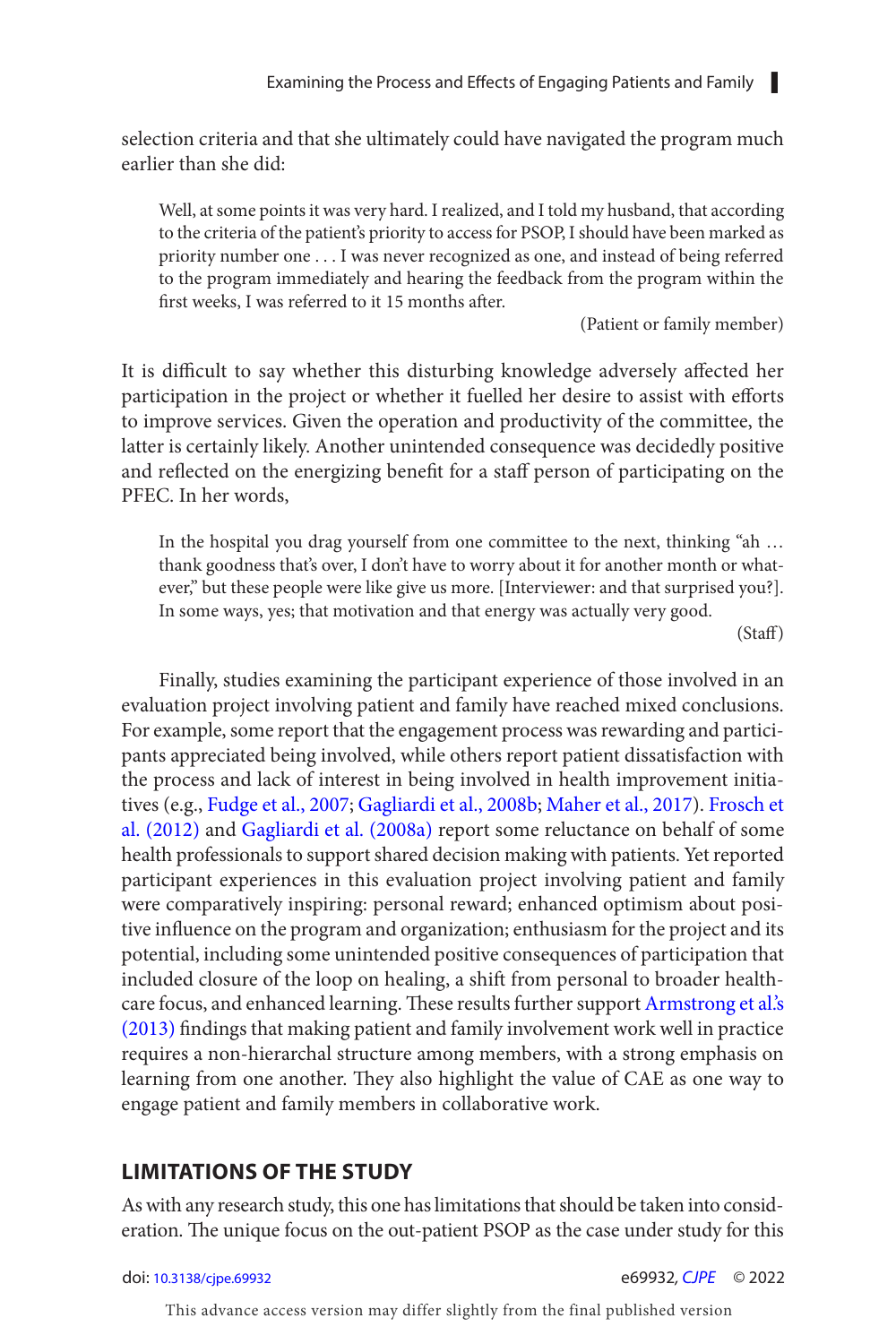selection criteria and that she ultimately could have navigated the program much earlier than she did:

> Well, at some points it was very hard. I realized, and I told my husband, that according to the criteria of the patient's priority to access for PSOP, I should have been marked as priority number one . . . I was never recognized as one, and instead of being referred to the program immediately and hearing the feedback from the program within the first weeks, I was referred to it 15 months after.
>
> (Patient or family member)

It is difficult to say whether this disturbing knowledge adversely affected her participation in the project or whether it fuelled her desire to assist with efforts to improve services. Given the operation and productivity of the committee, the latter is certainly likely. Another unintended consequence was decidedly positive and reflected on the energizing benefit for a staff person of participating on the PFEC. In her words,

> In the hospital you drag yourself from one committee to the next, thinking "ah … thank goodness that's over, I don't have to worry about it for another month or whatever," but these people were like give us more. [Interviewer: and that surprised you?]. In some ways, yes; that motivation and that energy was actually very good.
>
> (Staff)

Finally, studies examining the participant experience of those involved in an evaluation project involving patient and family have reached mixed conclusions. For example, some report that the engagement process was rewarding and participants appreciated being involved, while others report patient dissatisfaction with the process and lack of interest in being involved in health improvement initiatives (e.g., Fudge et al., 2007; Gagliardi et al., 2008b; Maher et al., 2017). Frosch et al. (2012) and Gagliardi et al. (2008a) report some reluctance on behalf of some health professionals to support shared decision making with patients. Yet reported participant experiences in this evaluation project involving patient and family were comparatively inspiring: personal reward; enhanced optimism about positive influence on the program and organization; enthusiasm for the project and its potential, including some unintended positive consequences of participation that included closure of the loop on healing, a shift from personal to broader healthcare focus, and enhanced learning. These results further support Armstrong et al.'s (2013) findings that making patient and family involvement work well in practice requires a non-hierarchal structure among members, with a strong emphasis on learning from one another. They also highlight the value of CAE as one way to engage patient and family members in collaborative work.

## LIMITATIONS OF THE STUDY

As with any research study, this one has limitations that should be taken into consideration. The unique focus on the out-patient PSOP as the case under study for this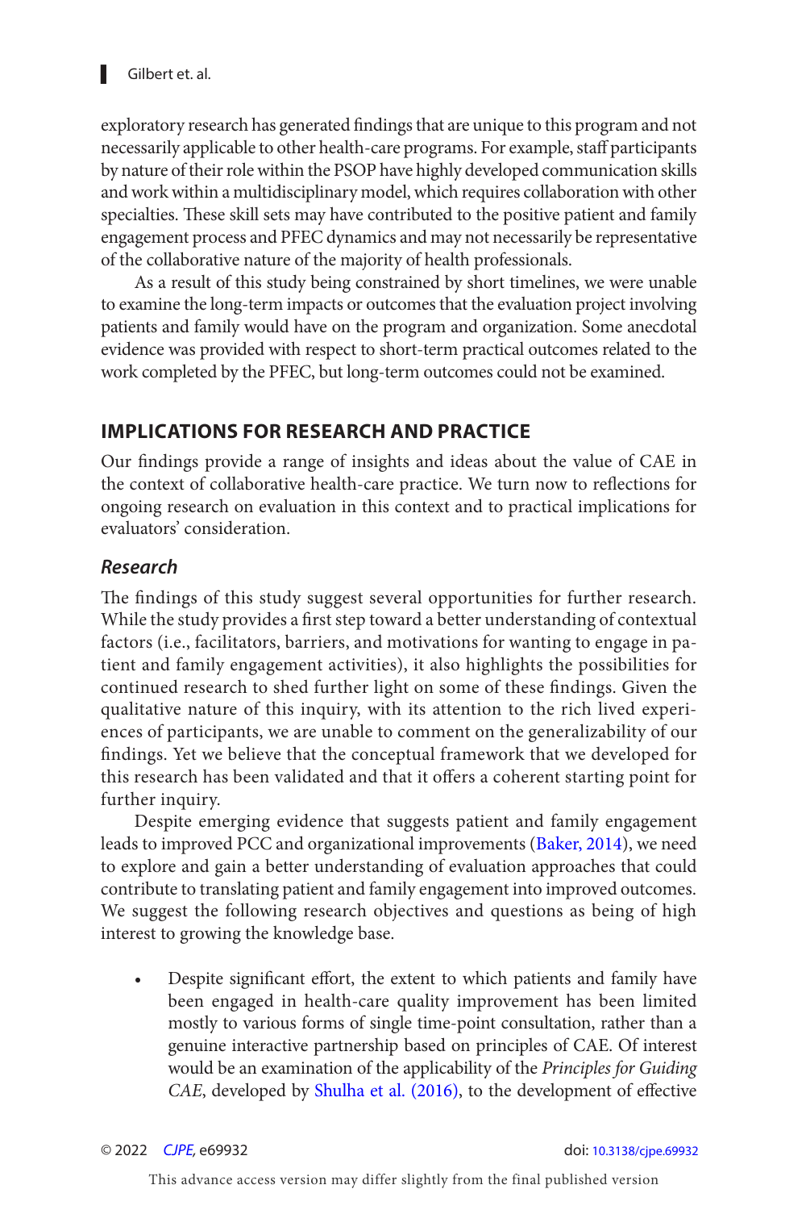exploratory research has generated findings that are unique to this program and not necessarily applicable to other health-care programs. For example, staff participants by nature of their role within the PSOP have highly developed communication skills and work within a multidisciplinary model, which requires collaboration with other specialties. These skill sets may have contributed to the positive patient and family engagement process and PFEC dynamics and may not necessarily be representative of the collaborative nature of the majority of health professionals.

As a result of this study being constrained by short timelines, we were unable to examine the long-term impacts or outcomes that the evaluation project involving patients and family would have on the program and organization. Some anecdotal evidence was provided with respect to short-term practical outcomes related to the work completed by the PFEC, but long-term outcomes could not be examined.

## IMPLICATIONS FOR RESEARCH AND PRACTICE

Our findings provide a range of insights and ideas about the value of CAE in the context of collaborative health-care practice. We turn now to reflections for ongoing research on evaluation in this context and to practical implications for evaluators' consideration.

### *Research*

The findings of this study suggest several opportunities for further research. While the study provides a first step toward a better understanding of contextual factors (i.e., facilitators, barriers, and motivations for wanting to engage in patient and family engagement activities), it also highlights the possibilities for continued research to shed further light on some of these findings. Given the qualitative nature of this inquiry, with its attention to the rich lived experiences of participants, we are unable to comment on the generalizability of our findings. Yet we believe that the conceptual framework that we developed for this research has been validated and that it offers a coherent starting point for further inquiry.

Despite emerging evidence that suggests patient and family engagement leads to improved PCC and organizational improvements (Baker, 2014), we need to explore and gain a better understanding of evaluation approaches that could contribute to translating patient and family engagement into improved outcomes. We suggest the following research objectives and questions as being of high interest to growing the knowledge base.

- Despite significant effort, the extent to which patients and family have been engaged in health-care quality improvement has been limited mostly to various forms of single time-point consultation, rather than a genuine interactive partnership based on principles of CAE. Of interest would be an examination of the applicability of the *Principles for Guiding CAE*, developed by Shulha et al. (2016), to the development of effective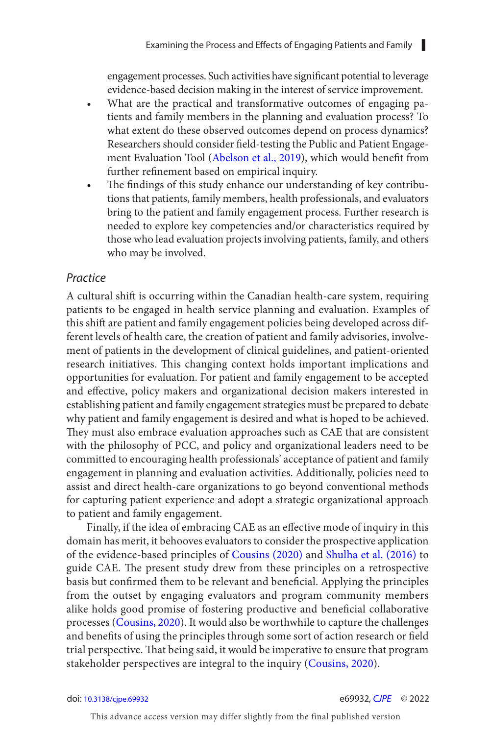engagement processes. Such activities have significant potential to leverage evidence-based decision making in the interest of service improvement.

- What are the practical and transformative outcomes of engaging patients and family members in the planning and evaluation process? To what extent do these observed outcomes depend on process dynamics? Researchers should consider field-testing the Public and Patient Engagement Evaluation Tool (Abelson et al., 2019), which would benefit from further refinement based on empirical inquiry.
- The findings of this study enhance our understanding of key contributions that patients, family members, health professionals, and evaluators bring to the patient and family engagement process. Further research is needed to explore key competencies and/or characteristics required by those who lead evaluation projects involving patients, family, and others who may be involved.

### *Practice*

A cultural shift is occurring within the Canadian health-care system, requiring patients to be engaged in health service planning and evaluation. Examples of this shift are patient and family engagement policies being developed across different levels of health care, the creation of patient and family advisories, involvement of patients in the development of clinical guidelines, and patient-oriented research initiatives. This changing context holds important implications and opportunities for evaluation. For patient and family engagement to be accepted and effective, policy makers and organizational decision makers interested in establishing patient and family engagement strategies must be prepared to debate why patient and family engagement is desired and what is hoped to be achieved. They must also embrace evaluation approaches such as CAE that are consistent with the philosophy of PCC, and policy and organizational leaders need to be committed to encouraging health professionals' acceptance of patient and family engagement in planning and evaluation activities. Additionally, policies need to assist and direct health-care organizations to go beyond conventional methods for capturing patient experience and adopt a strategic organizational approach to patient and family engagement.

Finally, if the idea of embracing CAE as an effective mode of inquiry in this domain has merit, it behooves evaluators to consider the prospective application of the evidence-based principles of Cousins (2020) and Shulha et al. (2016) to guide CAE. The present study drew from these principles on a retrospective basis but confirmed them to be relevant and beneficial. Applying the principles from the outset by engaging evaluators and program community members alike holds good promise of fostering productive and beneficial collaborative processes (Cousins, 2020). It would also be worthwhile to capture the challenges and benefits of using the principles through some sort of action research or field trial perspective. That being said, it would be imperative to ensure that program stakeholder perspectives are integral to the inquiry (Cousins, 2020).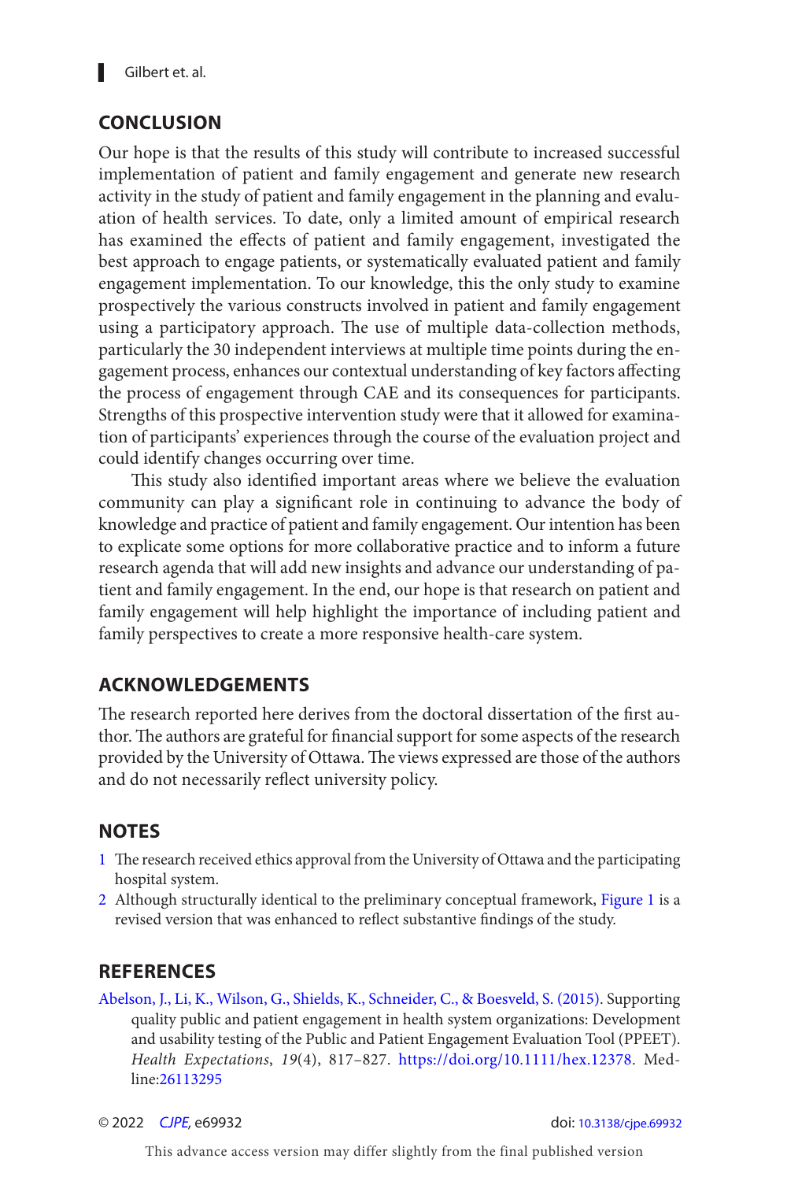## CONCLUSION

Our hope is that the results of this study will contribute to increased successful implementation of patient and family engagement and generate new research activity in the study of patient and family engagement in the planning and evaluation of health services. To date, only a limited amount of empirical research has examined the effects of patient and family engagement, investigated the best approach to engage patients, or systematically evaluated patient and family engagement implementation. To our knowledge, this the only study to examine prospectively the various constructs involved in patient and family engagement using a participatory approach. The use of multiple data-collection methods, particularly the 30 independent interviews at multiple time points during the engagement process, enhances our contextual understanding of key factors affecting the process of engagement through CAE and its consequences for participants. Strengths of this prospective intervention study were that it allowed for examination of participants' experiences through the course of the evaluation project and could identify changes occurring over time.

This study also identified important areas where we believe the evaluation community can play a significant role in continuing to advance the body of knowledge and practice of patient and family engagement. Our intention has been to explicate some options for more collaborative practice and to inform a future research agenda that will add new insights and advance our understanding of patient and family engagement. In the end, our hope is that research on patient and family engagement will help highlight the importance of including patient and family perspectives to create a more responsive health-care system.

## ACKNOWLEDGEMENTS

The research reported here derives from the doctoral dissertation of the first author. The authors are grateful for financial support for some aspects of the research provided by the University of Ottawa. The views expressed are those of the authors and do not necessarily reflect university policy.

## NOTES

1 The research received ethics approval from the University of Ottawa and the participating hospital system.

2 Although structurally identical to the preliminary conceptual framework, Figure 1 is a revised version that was enhanced to reflect substantive findings of the study.

## REFERENCES

Abelson, J., Li, K., Wilson, G., Shields, K., Schneider, C., & Boesveld, S. (2015). Supporting quality public and patient engagement in health system organizations: Development and usability testing of the Public and Patient Engagement Evaluation Tool (PPEET). *Health Expectations*, *19*(4), 817–827. https://doi.org/10.1111/hex.12378. Medline:26113295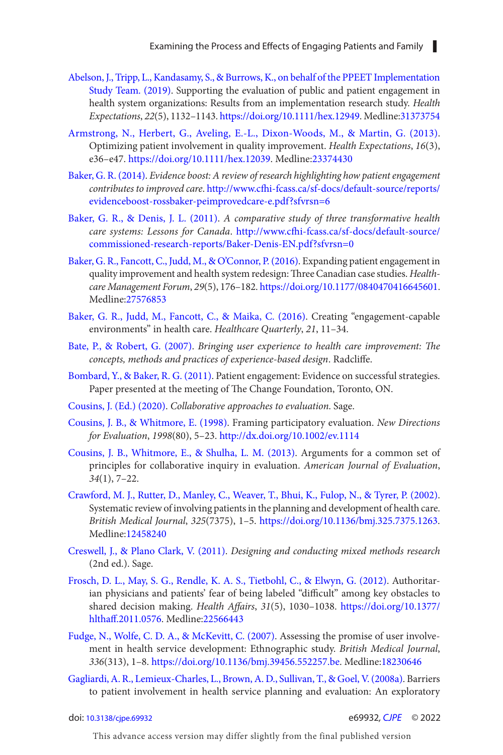Abelson, J., Tripp, L., Kandasamy, S., & Burrows, K., on behalf of the PPEET Implementation Study Team. (2019). Supporting the evaluation of public and patient engagement in health system organizations: Results from an implementation research study. *Health Expectations*, *22*(5), 1132–1143. https://doi.org/10.1111/hex.12949. Medline:31373754

Armstrong, N., Herbert, G., Aveling, E.-L., Dixon-Woods, M., & Martin, G. (2013). Optimizing patient involvement in quality improvement. *Health Expectations*, *16*(3), e36–e47. https://doi.org/10.1111/hex.12039. Medline:23374430

Baker, G. R. (2014). *Evidence boost: A review of research highlighting how patient engagement contributes to improved care*. http://www.cfhi-fcass.ca/sf-docs/default-source/reports/evidenceboost-rossbaker-peimprovedcare-e.pdf?sfvrsn=6

Baker, G. R., & Denis, J. L. (2011). *A comparative study of three transformative health care systems: Lessons for Canada*. http://www.cfhi-fcass.ca/sf-docs/default-source/commissioned-research-reports/Baker-Denis-EN.pdf?sfvrsn=0

Baker, G. R., Fancott, C., Judd, M., & O'Connor, P. (2016). Expanding patient engagement in quality improvement and health system redesign: Three Canadian case studies. *Healthcare Management Forum*, *29*(5), 176–182. https://doi.org/10.1177/0840470416645601. Medline:27576853

Baker, G. R., Judd, M., Fancott, C., & Maika, C. (2016). Creating "engagement-capable environments" in health care. *Healthcare Quarterly*, *21*, 11–34.

Bate, P., & Robert, G. (2007). *Bringing user experience to health care improvement: The concepts, methods and practices of experience-based design*. Radcliffe.

Bombard, Y., & Baker, R. G. (2011). Patient engagement: Evidence on successful strategies. Paper presented at the meeting of The Change Foundation, Toronto, ON.

Cousins, J. (Ed.) (2020). *Collaborative approaches to evaluation*. Sage.

Cousins, J. B., & Whitmore, E. (1998). Framing participatory evaluation. *New Directions for Evaluation*, *1998*(80), 5–23. http://dx.doi.org/10.1002/ev.1114

Cousins, J. B., Whitmore, E., & Shulha, L. M. (2013). Arguments for a common set of principles for collaborative inquiry in evaluation. *American Journal of Evaluation*, *34*(1), 7–22.

Crawford, M. J., Rutter, D., Manley, C., Weaver, T., Bhui, K., Fulop, N., & Tyrer, P. (2002). Systematic review of involving patients in the planning and development of health care. *British Medical Journal*, *325*(7375), 1–5. https://doi.org/10.1136/bmj.325.7375.1263. Medline:12458240

Creswell, J., & Plano Clark, V. (2011). *Designing and conducting mixed methods research* (2nd ed.). Sage.

Frosch, D. L., May, S. G., Rendle, K. A. S., Tietbohl, C., & Elwyn, G. (2012). Authoritarian physicians and patients' fear of being labeled "difficult" among key obstacles to shared decision making. *Health Affairs*, *31*(5), 1030–1038. https://doi.org/10.1377/hlthaff.2011.0576. Medline:22566443

Fudge, N., Wolfe, C. D. A., & McKevitt, C. (2007). Assessing the promise of user involvement in health service development: Ethnographic study. *British Medical Journal*, *336*(313), 1–8. https://doi.org/10.1136/bmj.39456.552257.be. Medline:18230646

Gagliardi, A. R., Lemieux-Charles, L., Brown, A. D., Sullivan, T., & Goel, V. (2008a). Barriers to patient involvement in health service planning and evaluation: An exploratory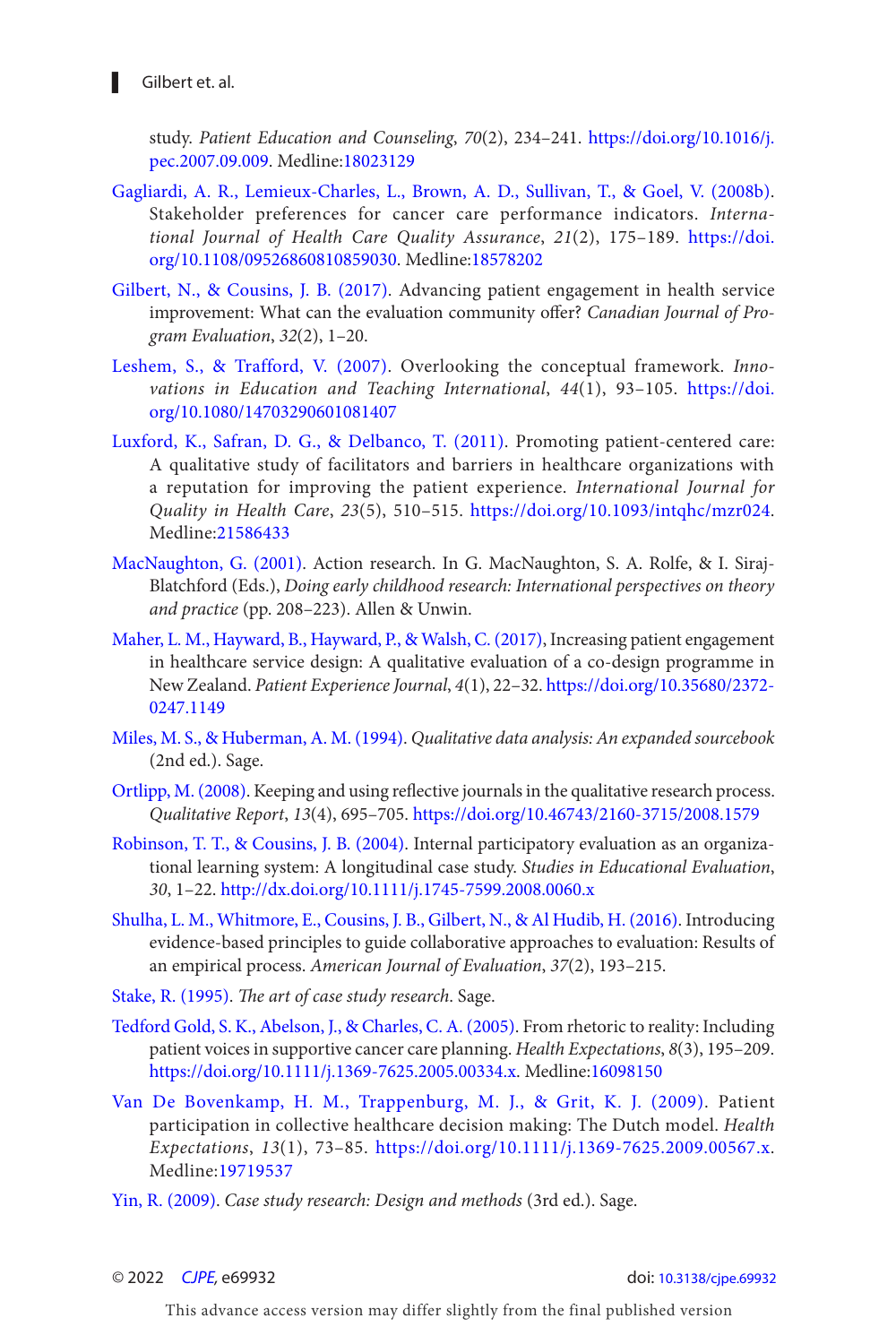study. *Patient Education and Counseling*, *70*(2), 234–241. https://doi.org/10.1016/j.pec.2007.09.009. Medline:18023129

Gagliardi, A. R., Lemieux-Charles, L., Brown, A. D., Sullivan, T., & Goel, V. (2008b). Stakeholder preferences for cancer care performance indicators. *International Journal of Health Care Quality Assurance*, *21*(2), 175–189. https://doi.org/10.1108/09526860810859030. Medline:18578202

Gilbert, N., & Cousins, J. B. (2017). Advancing patient engagement in health service improvement: What can the evaluation community offer? *Canadian Journal of Program Evaluation*, *32*(2), 1–20.

Leshem, S., & Trafford, V. (2007). Overlooking the conceptual framework. *Innovations in Education and Teaching International*, *44*(1), 93–105. https://doi.org/10.1080/14703290601081407

Luxford, K., Safran, D. G., & Delbanco, T. (2011). Promoting patient-centered care: A qualitative study of facilitators and barriers in healthcare organizations with a reputation for improving the patient experience. *International Journal for Quality in Health Care*, *23*(5), 510–515. https://doi.org/10.1093/intqhc/mzr024. Medline:21586433

MacNaughton, G. (2001). Action research. In G. MacNaughton, S. A. Rolfe, & I. Siraj-Blatchford (Eds.), *Doing early childhood research: International perspectives on theory and practice* (pp. 208–223). Allen & Unwin.

Maher, L. M., Hayward, B., Hayward, P., & Walsh, C. (2017), Increasing patient engagement in healthcare service design: A qualitative evaluation of a co-design programme in New Zealand. *Patient Experience Journal*, *4*(1), 22–32. https://doi.org/10.35680/2372-0247.1149

Miles, M. S., & Huberman, A. M. (1994). *Qualitative data analysis: An expanded sourcebook* (2nd ed.). Sage.

Ortlipp, M. (2008). Keeping and using reflective journals in the qualitative research process. *Qualitative Report*, *13*(4), 695–705. https://doi.org/10.46743/2160-3715/2008.1579

Robinson, T. T., & Cousins, J. B. (2004). Internal participatory evaluation as an organizational learning system: A longitudinal case study. *Studies in Educational Evaluation*, *30*, 1–22. http://dx.doi.org/10.1111/j.1745-7599.2008.0060.x

Shulha, L. M., Whitmore, E., Cousins, J. B., Gilbert, N., & Al Hudib, H. (2016). Introducing evidence-based principles to guide collaborative approaches to evaluation: Results of an empirical process. *American Journal of Evaluation*, *37*(2), 193–215.

Stake, R. (1995). *The art of case study research*. Sage.

Tedford Gold, S. K., Abelson, J., & Charles, C. A. (2005). From rhetoric to reality: Including patient voices in supportive cancer care planning. *Health Expectations*, *8*(3), 195–209. https://doi.org/10.1111/j.1369-7625.2005.00334.x. Medline:16098150

Van De Bovenkamp, H. M., Trappenburg, M. J., & Grit, K. J. (2009). Patient participation in collective healthcare decision making: The Dutch model. *Health Expectations*, *13*(1), 73–85. https://doi.org/10.1111/j.1369-7625.2009.00567.x. Medline:19719537

Yin, R. (2009). *Case study research: Design and methods* (3rd ed.). Sage.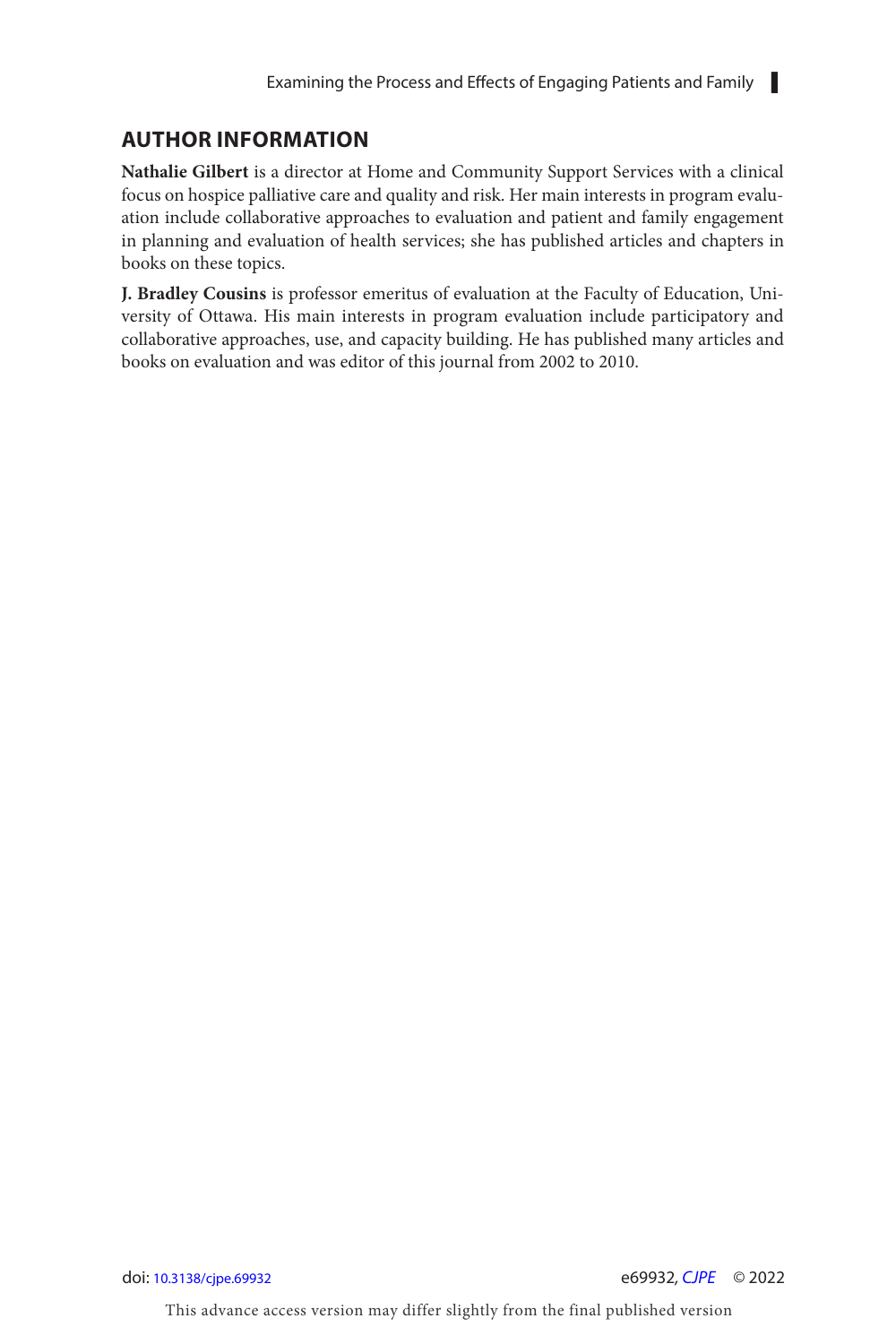## AUTHOR INFORMATION

**Nathalie Gilbert** is a director at Home and Community Support Services with a clinical focus on hospice palliative care and quality and risk. Her main interests in program evaluation include collaborative approaches to evaluation and patient and family engagement in planning and evaluation of health services; she has published articles and chapters in books on these topics.

**J. Bradley Cousins** is professor emeritus of evaluation at the Faculty of Education, University of Ottawa. His main interests in program evaluation include participatory and collaborative approaches, use, and capacity building. He has published many articles and books on evaluation and was editor of this journal from 2002 to 2010.